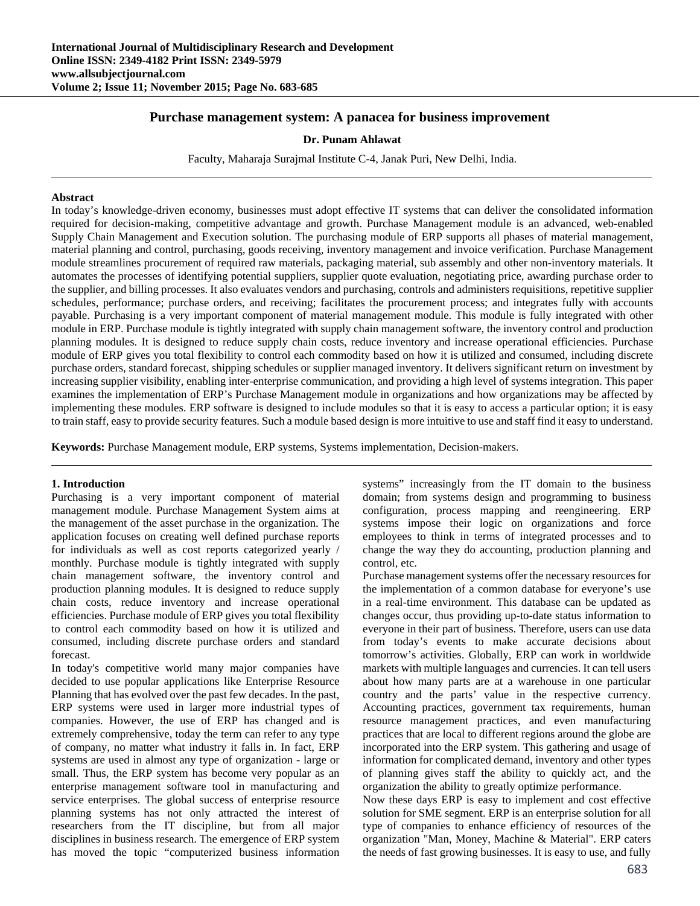# Purchase management system: A panacea for business improvement

**Dr. Punam Ahlawat**

Faculty, Maharaja Surajmal Institute C-4, Janak Puri, New Delhi, India.

## Abstract

In today's knowledge-driven economy, businesses must adopt effective IT systems that can deliver the consolidated information required for decision-making, competitive advantage and growth. Purchase Management module is an advanced, web-enabled Supply Chain Management and Execution solution. The purchasing module of ERP supports all phases of material management, material planning and control, purchasing, goods receiving, inventory management and invoice verification. Purchase Management module streamlines procurement of required raw materials, packaging material, sub assembly and other non-inventory materials. It automates the processes of identifying potential suppliers, supplier quote evaluation, negotiating price, awarding purchase order to the supplier, and billing processes. It also evaluates vendors and purchasing, controls and administers requisitions, repetitive supplier schedules, performance; purchase orders, and receiving; facilitates the procurement process; and integrates fully with accounts payable. Purchasing is a very important component of material management module. This module is fully integrated with other module in ERP. Purchase module is tightly integrated with supply chain management software, the inventory control and production planning modules. It is designed to reduce supply chain costs, reduce inventory and increase operational efficiencies. Purchase module of ERP gives you total flexibility to control each commodity based on how it is utilized and consumed, including discrete purchase orders, standard forecast, shipping schedules or supplier managed inventory. It delivers significant return on investment by increasing supplier visibility, enabling inter-enterprise communication, and providing a high level of systems integration. This paper examines the implementation of ERP's Purchase Management module in organizations and how organizations may be affected by implementing these modules. ERP software is designed to include modules so that it is easy to access a particular option; it is easy to train staff, easy to provide security features. Such a module based design is more intuitive to use and staff find it easy to understand.

**Keywords:** Purchase Management module, ERP systems, Systems implementation, Decision-makers.

## 1. Introduction

Purchasing is a very important component of material management module. Purchase Management System aims at the management of the asset purchase in the organization. The application focuses on creating well defined purchase reports for individuals as well as cost reports categorized yearly / monthly. Purchase module is tightly integrated with supply chain management software, the inventory control and production planning modules. It is designed to reduce supply chain costs, reduce inventory and increase operational efficiencies. Purchase module of ERP gives you total flexibility to control each commodity based on how it is utilized and consumed, including discrete purchase orders and standard forecast.

In today's competitive world many major companies have decided to use popular applications like Enterprise Resource Planning that has evolved over the past few decades. In the past, ERP systems were used in larger more industrial types of companies. However, the use of ERP has changed and is extremely comprehensive, today the term can refer to any type of company, no matter what industry it falls in. In fact, ERP systems are used in almost any type of organization - large or small. Thus, the ERP system has become very popular as an enterprise management software tool in manufacturing and service enterprises. The global success of enterprise resource planning systems has not only attracted the interest of researchers from the IT discipline, but from all major disciplines in business research. The emergence of ERP system has moved the topic "computerized business information systems" increasingly from the IT domain to the business domain; from systems design and programming to business configuration, process mapping and reengineering. ERP systems impose their logic on organizations and force employees to think in terms of integrated processes and to change the way they do accounting, production planning and control, etc.

Purchase management systems offer the necessary resources for the implementation of a common database for everyone's use in a real-time environment. This database can be updated as changes occur, thus providing up-to-date status information to everyone in their part of business. Therefore, users can use data from today's events to make accurate decisions about tomorrow's activities. Globally, ERP can work in worldwide markets with multiple languages and currencies. It can tell users about how many parts are at a warehouse in one particular country and the parts' value in the respective currency. Accounting practices, government tax requirements, human resource management practices, and even manufacturing practices that are local to different regions around the globe are incorporated into the ERP system. This gathering and usage of information for complicated demand, inventory and other types of planning gives staff the ability to quickly act, and the organization the ability to greatly optimize performance.

Now these days ERP is easy to implement and cost effective solution for SME segment. ERP is an enterprise solution for all type of companies to enhance efficiency of resources of the organization "Man, Money, Machine & Material". ERP caters the needs of fast growing businesses. It is easy to use, and fully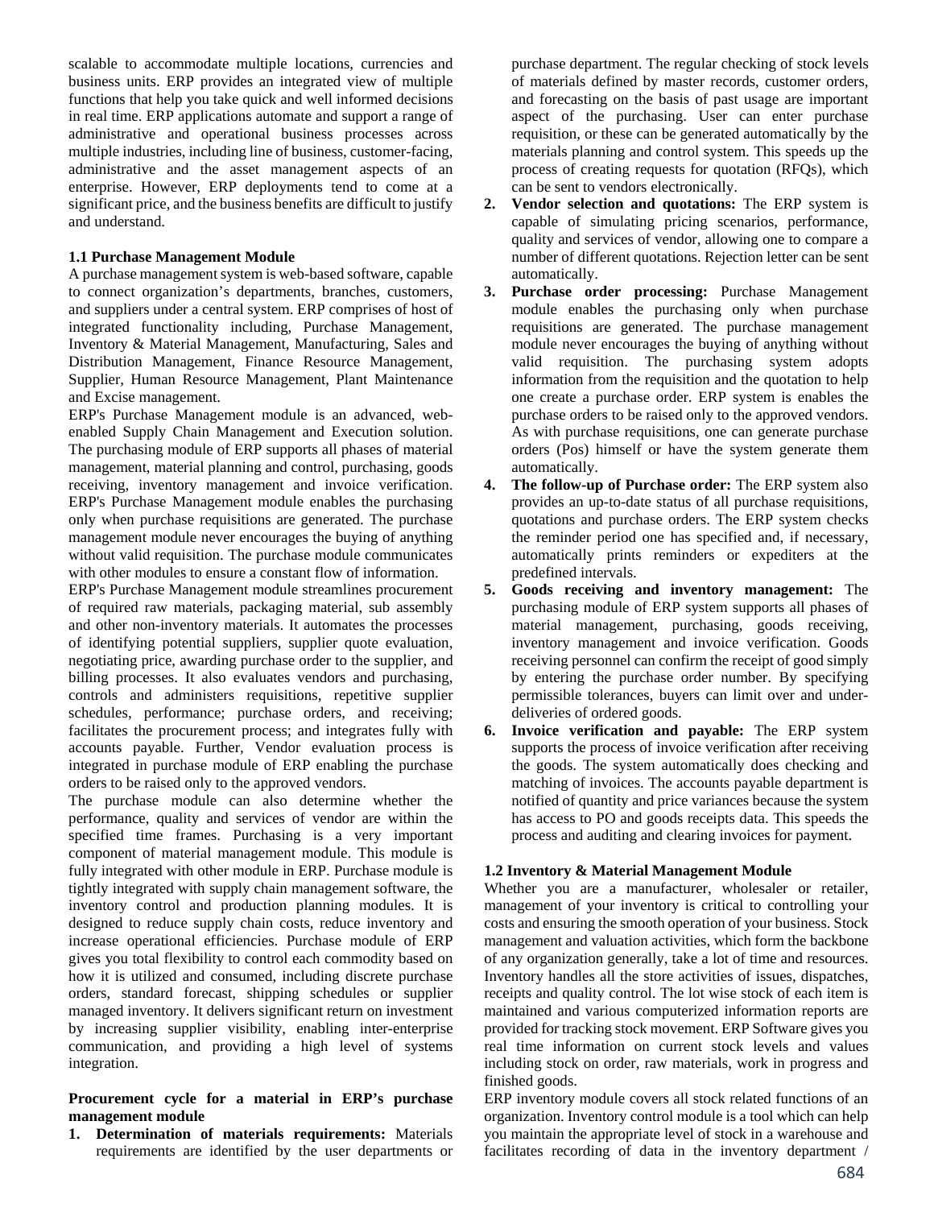scalable to accommodate multiple locations, currencies and business units. ERP provides an integrated view of multiple functions that help you take quick and well informed decisions in real time. ERP applications automate and support a range of administrative and operational business processes across multiple industries, including line of business, customer-facing, administrative and the asset management aspects of an enterprise. However, ERP deployments tend to come at a significant price, and the business benefits are difficult to justify and understand.

### 1.1 Purchase Management Module

A purchase management system is web-based software, capable to connect organization's departments, branches, customers, and suppliers under a central system. ERP comprises of host of integrated functionality including, Purchase Management, Inventory & Material Management, Manufacturing, Sales and Distribution Management, Finance Resource Management, Supplier, Human Resource Management, Plant Maintenance and Excise management.

ERP's Purchase Management module is an advanced, web-enabled Supply Chain Management and Execution solution. The purchasing module of ERP supports all phases of material management, material planning and control, purchasing, goods receiving, inventory management and invoice verification. ERP's Purchase Management module enables the purchasing only when purchase requisitions are generated. The purchase management module never encourages the buying of anything without valid requisition. The purchase module communicates with other modules to ensure a constant flow of information.

ERP's Purchase Management module streamlines procurement of required raw materials, packaging material, sub assembly and other non-inventory materials. It automates the processes of identifying potential suppliers, supplier quote evaluation, negotiating price, awarding purchase order to the supplier, and billing processes. It also evaluates vendors and purchasing, controls and administers requisitions, repetitive supplier schedules, performance; purchase orders, and receiving; facilitates the procurement process; and integrates fully with accounts payable. Further, Vendor evaluation process is integrated in purchase module of ERP enabling the purchase orders to be raised only to the approved vendors.

The purchase module can also determine whether the performance, quality and services of vendor are within the specified time frames. Purchasing is a very important component of material management module. This module is fully integrated with other module in ERP. Purchase module is tightly integrated with supply chain management software, the inventory control and production planning modules. It is designed to reduce supply chain costs, reduce inventory and increase operational efficiencies. Purchase module of ERP gives you total flexibility to control each commodity based on how it is utilized and consumed, including discrete purchase orders, standard forecast, shipping schedules or supplier managed inventory. It delivers significant return on investment by increasing supplier visibility, enabling inter-enterprise communication, and providing a high level of systems integration.

**Procurement cycle for a material in ERP's purchase management module**

1. **Determination of materials requirements:** Materials requirements are identified by the user departments or purchase department. The regular checking of stock levels of materials defined by master records, customer orders, and forecasting on the basis of past usage are important aspect of the purchasing. User can enter purchase requisition, or these can be generated automatically by the materials planning and control system. This speeds up the process of creating requests for quotation (RFQs), which can be sent to vendors electronically.
2. **Vendor selection and quotations:** The ERP system is capable of simulating pricing scenarios, performance, quality and services of vendor, allowing one to compare a number of different quotations. Rejection letter can be sent automatically.
3. **Purchase order processing:** Purchase Management module enables the purchasing only when purchase requisitions are generated. The purchase management module never encourages the buying of anything without valid requisition. The purchasing system adopts information from the requisition and the quotation to help one create a purchase order. ERP system is enables the purchase orders to be raised only to the approved vendors. As with purchase requisitions, one can generate purchase orders (Pos) himself or have the system generate them automatically.
4. **The follow-up of Purchase order:** The ERP system also provides an up-to-date status of all purchase requisitions, quotations and purchase orders. The ERP system checks the reminder period one has specified and, if necessary, automatically prints reminders or expediters at the predefined intervals.
5. **Goods receiving and inventory management:** The purchasing module of ERP system supports all phases of material management, purchasing, goods receiving, inventory management and invoice verification. Goods receiving personnel can confirm the receipt of good simply by entering the purchase order number. By specifying permissible tolerances, buyers can limit over and under-deliveries of ordered goods.
6. **Invoice verification and payable:** The ERP system supports the process of invoice verification after receiving the goods. The system automatically does checking and matching of invoices. The accounts payable department is notified of quantity and price variances because the system has access to PO and goods receipts data. This speeds the process and auditing and clearing invoices for payment.

### 1.2 Inventory & Material Management Module

Whether you are a manufacturer, wholesaler or retailer, management of your inventory is critical to controlling your costs and ensuring the smooth operation of your business. Stock management and valuation activities, which form the backbone of any organization generally, take a lot of time and resources. Inventory handles all the store activities of issues, dispatches, receipts and quality control. The lot wise stock of each item is maintained and various computerized information reports are provided for tracking stock movement. ERP Software gives you real time information on current stock levels and values including stock on order, raw materials, work in progress and finished goods.

ERP inventory module covers all stock related functions of an organization. Inventory control module is a tool which can help you maintain the appropriate level of stock in a warehouse and facilitates recording of data in the inventory department /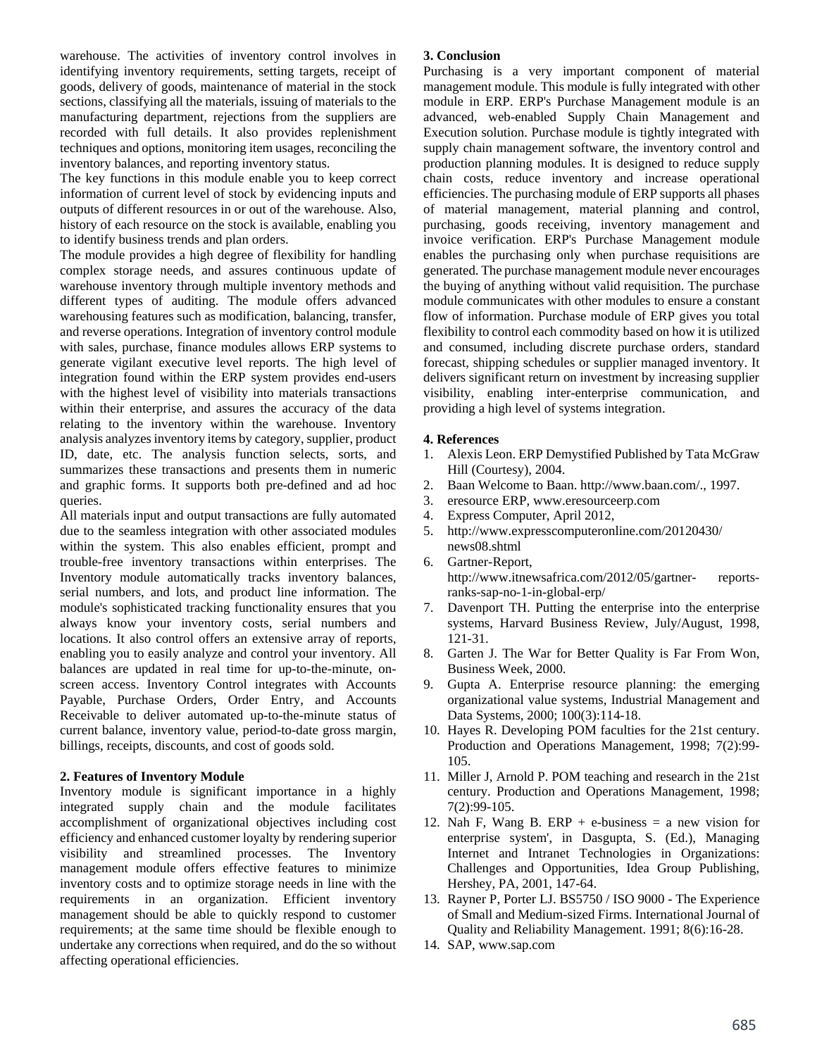warehouse. The activities of inventory control involves in identifying inventory requirements, setting targets, receipt of goods, delivery of goods, maintenance of material in the stock sections, classifying all the materials, issuing of materials to the manufacturing department, rejections from the suppliers are recorded with full details. It also provides replenishment techniques and options, monitoring item usages, reconciling the inventory balances, and reporting inventory status.

The key functions in this module enable you to keep correct information of current level of stock by evidencing inputs and outputs of different resources in or out of the warehouse. Also, history of each resource on the stock is available, enabling you to identify business trends and plan orders.

The module provides a high degree of flexibility for handling complex storage needs, and assures continuous update of warehouse inventory through multiple inventory methods and different types of auditing. The module offers advanced warehousing features such as modification, balancing, transfer, and reverse operations. Integration of inventory control module with sales, purchase, finance modules allows ERP systems to generate vigilant executive level reports. The high level of integration found within the ERP system provides end-users with the highest level of visibility into materials transactions within their enterprise, and assures the accuracy of the data relating to the inventory within the warehouse. Inventory analysis analyzes inventory items by category, supplier, product ID, date, etc. The analysis function selects, sorts, and summarizes these transactions and presents them in numeric and graphic forms. It supports both pre-defined and ad hoc queries.

All materials input and output transactions are fully automated due to the seamless integration with other associated modules within the system. This also enables efficient, prompt and trouble-free inventory transactions within enterprises. The Inventory module automatically tracks inventory balances, serial numbers, and lots, and product line information. The module's sophisticated tracking functionality ensures that you always know your inventory costs, serial numbers and locations. It also control offers an extensive array of reports, enabling you to easily analyze and control your inventory. All balances are updated in real time for up-to-the-minute, on-screen access. Inventory Control integrates with Accounts Payable, Purchase Orders, Order Entry, and Accounts Receivable to deliver automated up-to-the-minute status of current balance, inventory value, period-to-date gross margin, billings, receipts, discounts, and cost of goods sold.

## 2. Features of Inventory Module

Inventory module is significant importance in a highly integrated supply chain and the module facilitates accomplishment of organizational objectives including cost efficiency and enhanced customer loyalty by rendering superior visibility and streamlined processes. The Inventory management module offers effective features to minimize inventory costs and to optimize storage needs in line with the requirements in an organization. Efficient inventory management should be able to quickly respond to customer requirements; at the same time should be flexible enough to undertake any corrections when required, and do the so without affecting operational efficiencies.

## 3. Conclusion

Purchasing is a very important component of material management module. This module is fully integrated with other module in ERP. ERP's Purchase Management module is an advanced, web-enabled Supply Chain Management and Execution solution. Purchase module is tightly integrated with supply chain management software, the inventory control and production planning modules. It is designed to reduce supply chain costs, reduce inventory and increase operational efficiencies. The purchasing module of ERP supports all phases of material management, material planning and control, purchasing, goods receiving, inventory management and invoice verification. ERP's Purchase Management module enables the purchasing only when purchase requisitions are generated. The purchase management module never encourages the buying of anything without valid requisition. The purchase module communicates with other modules to ensure a constant flow of information. Purchase module of ERP gives you total flexibility to control each commodity based on how it is utilized and consumed, including discrete purchase orders, standard forecast, shipping schedules or supplier managed inventory. It delivers significant return on investment by increasing supplier visibility, enabling inter-enterprise communication, and providing a high level of systems integration.

## 4. References

1. Alexis Leon. ERP Demystified Published by Tata McGraw Hill (Courtesy), 2004.
2. Baan Welcome to Baan. http://www.baan.com/., 1997.
3. eresource ERP, www.eresourceerp.com
4. Express Computer, April 2012,
5. http://www.expresscomputeronline.com/20120430/news08.shtml
6. Gartner-Report, http://www.itnewsafrica.com/2012/05/gartner-reports-ranks-sap-no-1-in-global-erp/
7. Davenport TH. Putting the enterprise into the enterprise systems, Harvard Business Review, July/August, 1998, 121-31.
8. Garten J. The War for Better Quality is Far From Won, Business Week, 2000.
9. Gupta A. Enterprise resource planning: the emerging organizational value systems, Industrial Management and Data Systems, 2000; 100(3):114-18.
10. Hayes R. Developing POM faculties for the 21st century. Production and Operations Management, 1998; 7(2):99-105.
11. Miller J, Arnold P. POM teaching and research in the 21st century. Production and Operations Management, 1998; 7(2):99-105.
12. Nah F, Wang B. ERP + e-business = a new vision for enterprise system', in Dasgupta, S. (Ed.), Managing Internet and Intranet Technologies in Organizations: Challenges and Opportunities, Idea Group Publishing, Hershey, PA, 2001, 147-64.
13. Rayner P, Porter LJ. BS5750 / ISO 9000 - The Experience of Small and Medium-sized Firms. International Journal of Quality and Reliability Management. 1991; 8(6):16-28.
14. SAP, www.sap.com